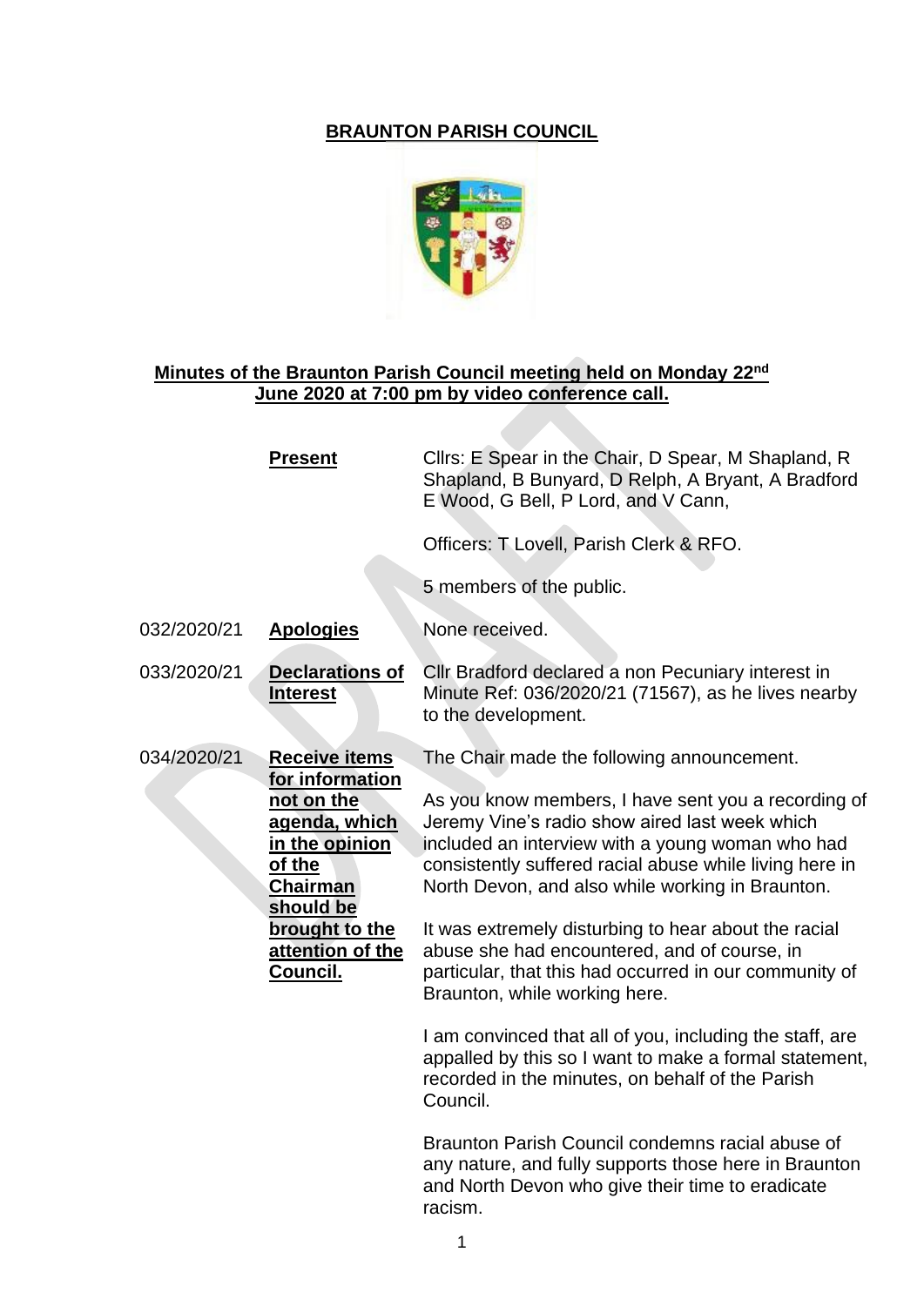# BRAUNTON PARISH COUNCIL

## Minutes of the Braunton Parish Council meeting held on Monday 22nd June 2020 at 7:00 pm by video conference call.

| | | |
|---|---|---|
| | **Present** | Cllrs: E Spear in the Chair, D Spear, M Shapland, R Shapland, B Bunyard, D Relph, A Bryant, A Bradford E Wood, G Bell, P Lord, and V Cann,<br><br>Officers: T Lovell, Parish Clerk & RFO.<br><br>5 members of the public. |
| 032/2020/21 | **Apologies** | None received. |
| 033/2020/21 | **Declarations of Interest** | Cllr Bradford declared a non Pecuniary interest in Minute Ref: 036/2020/21 (71567), as he lives nearby to the development. |
| 034/2020/21 | **Receive items for information not on the agenda, which in the opinion of the Chairman should be brought to the attention of the Council.** | The Chair made the following announcement.<br><br>As you know members, I have sent you a recording of Jeremy Vine's radio show aired last week which included an interview with a young woman who had consistently suffered racial abuse while living here in North Devon, and also while working in Braunton.<br><br>It was extremely disturbing to hear about the racial abuse she had encountered, and of course, in particular, that this had occurred in our community of Braunton, while working here.<br><br>I am convinced that all of you, including the staff, are appalled by this so I want to make a formal statement, recorded in the minutes, on behalf of the Parish Council.<br><br>Braunton Parish Council condemns racial abuse of any nature, and fully supports those here in Braunton and North Devon who give their time to eradicate racism. |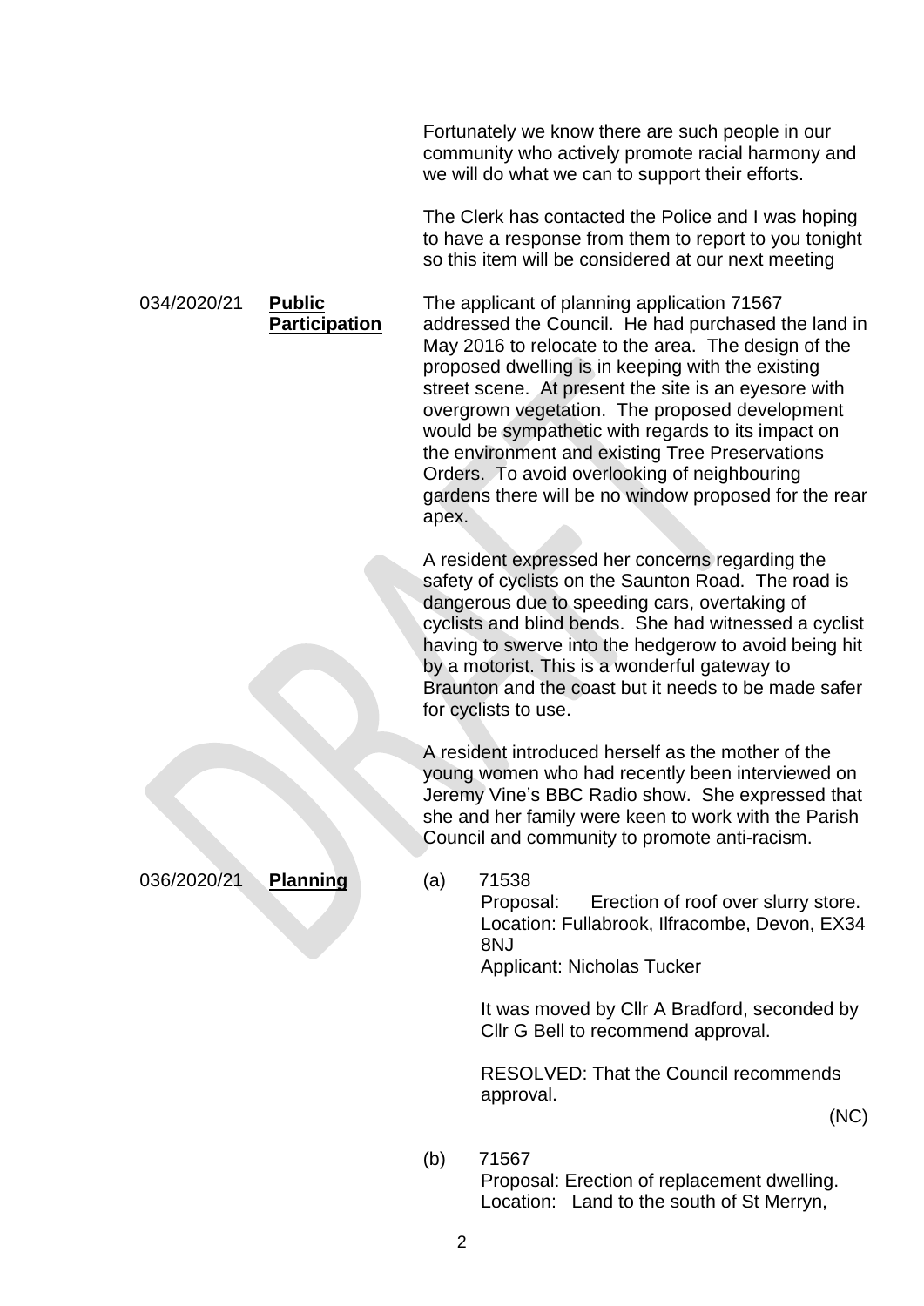Fortunately we know there are such people in our community who actively promote racial harmony and we will do what we can to support their efforts.

The Clerk has contacted the Police and I was hoping to have a response from them to report to you tonight so this item will be considered at our next meeting

034/2020/21 **Public Participation**

The applicant of planning application 71567 addressed the Council. He had purchased the land in May 2016 to relocate to the area. The design of the proposed dwelling is in keeping with the existing street scene. At present the site is an eyesore with overgrown vegetation. The proposed development would be sympathetic with regards to its impact on the environment and existing Tree Preservations Orders. To avoid overlooking of neighbouring gardens there will be no window proposed for the rear apex.

A resident expressed her concerns regarding the safety of cyclists on the Saunton Road. The road is dangerous due to speeding cars, overtaking of cyclists and blind bends. She had witnessed a cyclist having to swerve into the hedgerow to avoid being hit by a motorist. This is a wonderful gateway to Braunton and the coast but it needs to be made safer for cyclists to use.

A resident introduced herself as the mother of the young women who had recently been interviewed on Jeremy Vine's BBC Radio show. She expressed that she and her family were keen to work with the Parish Council and community to promote anti-racism.

036/2020/21 **Planning**

(a) 71538
Proposal: Erection of roof over slurry store.
Location: Fullabrook, Ilfracombe, Devon, EX34 8NJ
Applicant: Nicholas Tucker

It was moved by Cllr A Bradford, seconded by Cllr G Bell to recommend approval.

RESOLVED: That the Council recommends approval.

(NC)

(b) 71567
Proposal: Erection of replacement dwelling.
Location: Land to the south of St Merryn,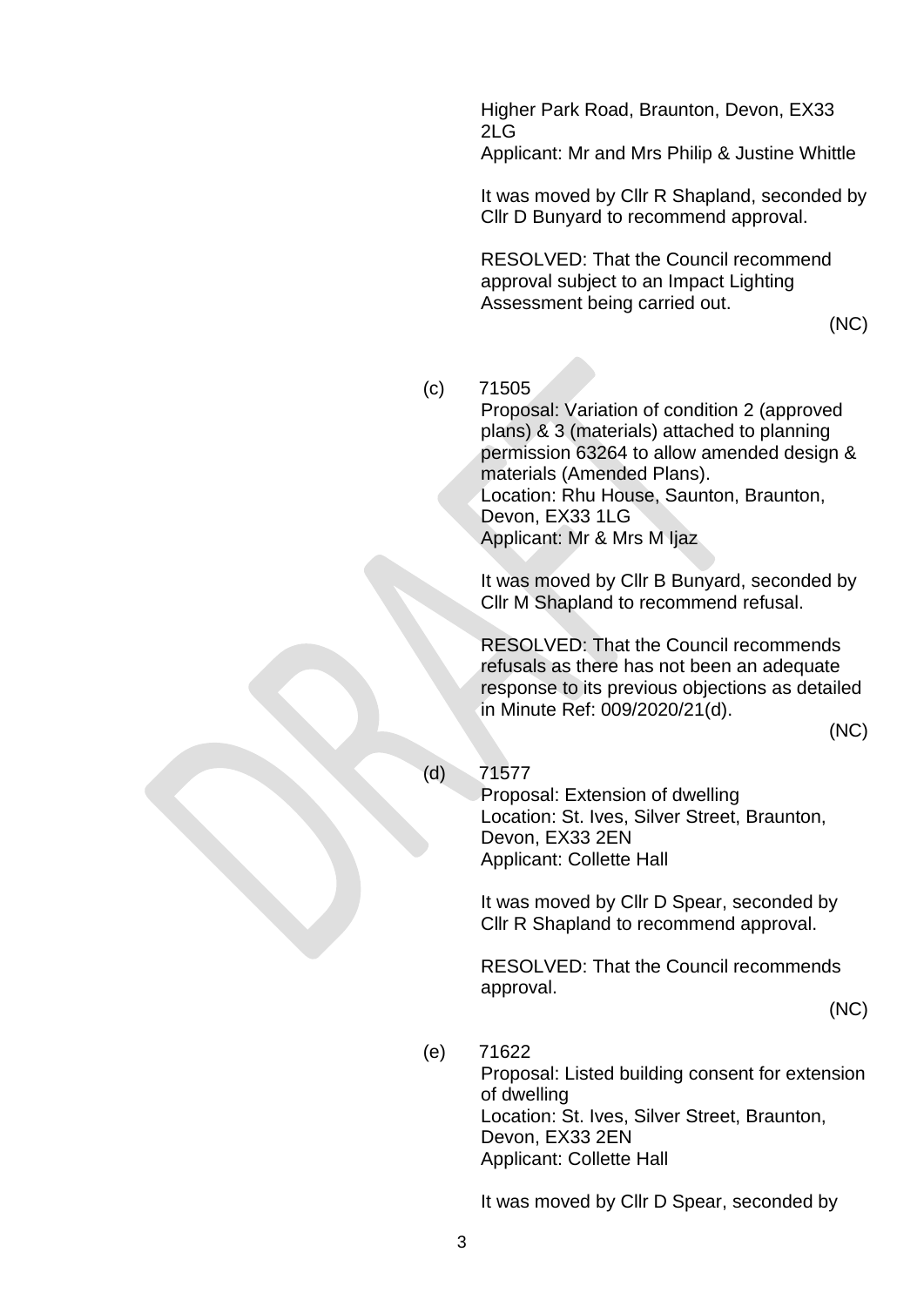Higher Park Road, Braunton, Devon, EX33 2LG
Applicant: Mr and Mrs Philip & Justine Whittle

It was moved by Cllr R Shapland, seconded by Cllr D Bunyard to recommend approval.

RESOLVED: That the Council recommend approval subject to an Impact Lighting Assessment being carried out.

(NC)

(c) 71505
Proposal: Variation of condition 2 (approved plans) & 3 (materials) attached to planning permission 63264 to allow amended design & materials (Amended Plans).
Location: Rhu House, Saunton, Braunton, Devon, EX33 1LG
Applicant: Mr & Mrs M Ijaz

It was moved by Cllr B Bunyard, seconded by Cllr M Shapland to recommend refusal.

RESOLVED: That the Council recommends refusals as there has not been an adequate response to its previous objections as detailed in Minute Ref: 009/2020/21(d).

(NC)

(d) 71577
Proposal: Extension of dwelling
Location: St. Ives, Silver Street, Braunton, Devon, EX33 2EN
Applicant: Collette Hall

It was moved by Cllr D Spear, seconded by Cllr R Shapland to recommend approval.

RESOLVED: That the Council recommends approval.

(NC)

(e) 71622
Proposal: Listed building consent for extension of dwelling
Location: St. Ives, Silver Street, Braunton, Devon, EX33 2EN
Applicant: Collette Hall

It was moved by Cllr D Spear, seconded by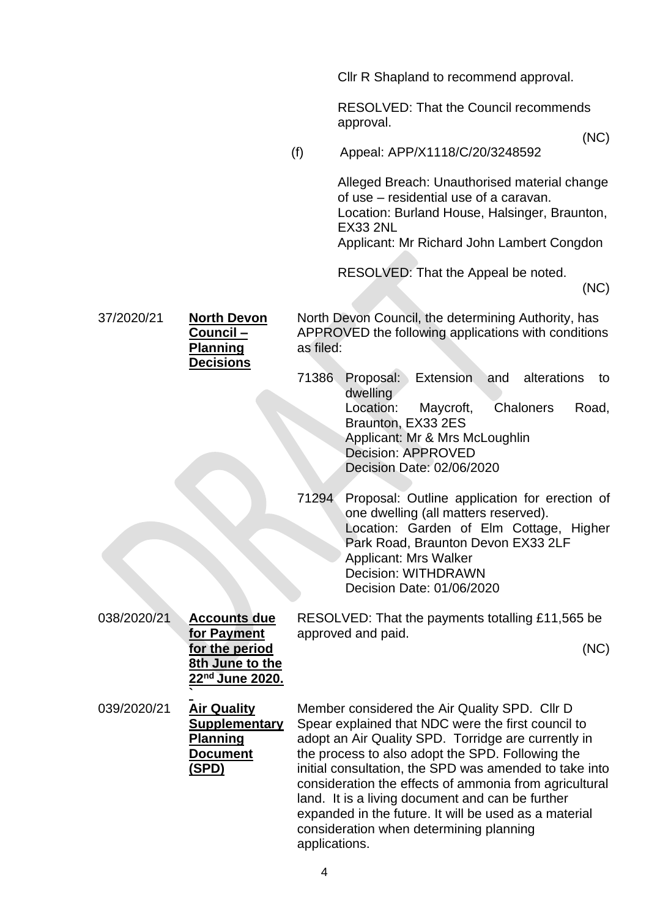Cllr R Shapland to recommend approval.

RESOLVED: That the Council recommends approval.

(NC)

(f) Appeal: APP/X1118/C/20/3248592

Alleged Breach: Unauthorised material change of use – residential use of a caravan.
Location: Burland House, Halsinger, Braunton, EX33 2NL
Applicant: Mr Richard John Lambert Congdon

RESOLVED: That the Appeal be noted.

(NC)

| | | |
|---|---|---|
| 37/2020/21 | **North Devon Council – Planning Decisions** | North Devon Council, the determining Authority, has APPROVED the following applications with conditions as filed:<br><br>71386 Proposal: Extension and alterations to dwelling<br>Location: Maycroft, Chaloners Road, Braunton, EX33 2ES<br>Applicant: Mr & Mrs McLoughlin<br>Decision: APPROVED<br>Decision Date: 02/06/2020<br><br>71294 Proposal: Outline application for erection of one dwelling (all matters reserved).<br>Location: Garden of Elm Cottage, Higher Park Road, Braunton Devon EX33 2LF<br>Applicant: Mrs Walker<br>Decision: WITHDRAWN<br>Decision Date: 01/06/2020 |
| 038/2020/21 | **Accounts due for Payment for the period 8th June to the 22nd June 2020.** | RESOLVED: That the payments totalling £11,565 be approved and paid.<br><br>(NC) |
| 039/2020/21 | **Air Quality Supplementary Planning Document (SPD)** | Member considered the Air Quality SPD. Cllr D Spear explained that NDC were the first council to adopt an Air Quality SPD. Torridge are currently in the process to also adopt the SPD. Following the initial consultation, the SPD was amended to take into consideration the effects of ammonia from agricultural land. It is a living document and can be further expanded in the future. It will be used as a material consideration when determining planning applications. |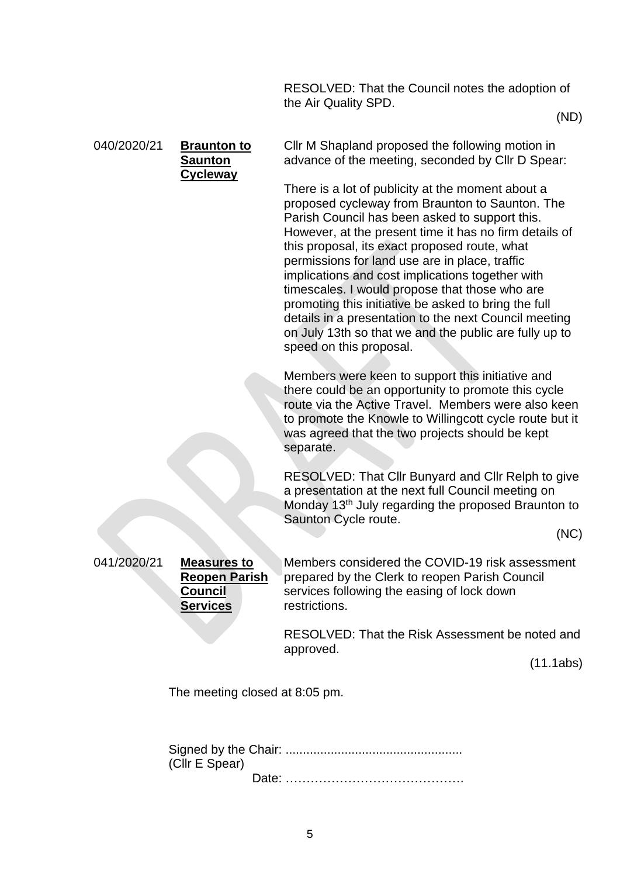RESOLVED: That the Council notes the adoption of the Air Quality SPD.

(ND)

**040/2020/21 Braunton to Saunton Cycleway**

Cllr M Shapland proposed the following motion in advance of the meeting, seconded by Cllr D Spear:

There is a lot of publicity at the moment about a proposed cycleway from Braunton to Saunton. The Parish Council has been asked to support this. However, at the present time it has no firm details of this proposal, its exact proposed route, what permissions for land use are in place, traffic implications and cost implications together with timescales. I would propose that those who are promoting this initiative be asked to bring the full details in a presentation to the next Council meeting on July 13th so that we and the public are fully up to speed on this proposal.

Members were keen to support this initiative and there could be an opportunity to promote this cycle route via the Active Travel. Members were also keen to promote the Knowle to Willingcott cycle route but it was agreed that the two projects should be kept separate.

RESOLVED: That Cllr Bunyard and Cllr Relph to give a presentation at the next full Council meeting on Monday 13th July regarding the proposed Braunton to Saunton Cycle route.

(NC)

**041/2020/21 Measures to Reopen Parish Council Services**

Members considered the COVID-19 risk assessment prepared by the Clerk to reopen Parish Council services following the easing of lock down restrictions.

RESOLVED: That the Risk Assessment be noted and approved.

(11.1abs)

The meeting closed at 8:05 pm.

Signed by the Chair: ...................................................
(Cllr E Spear)

Date: …………………………………….